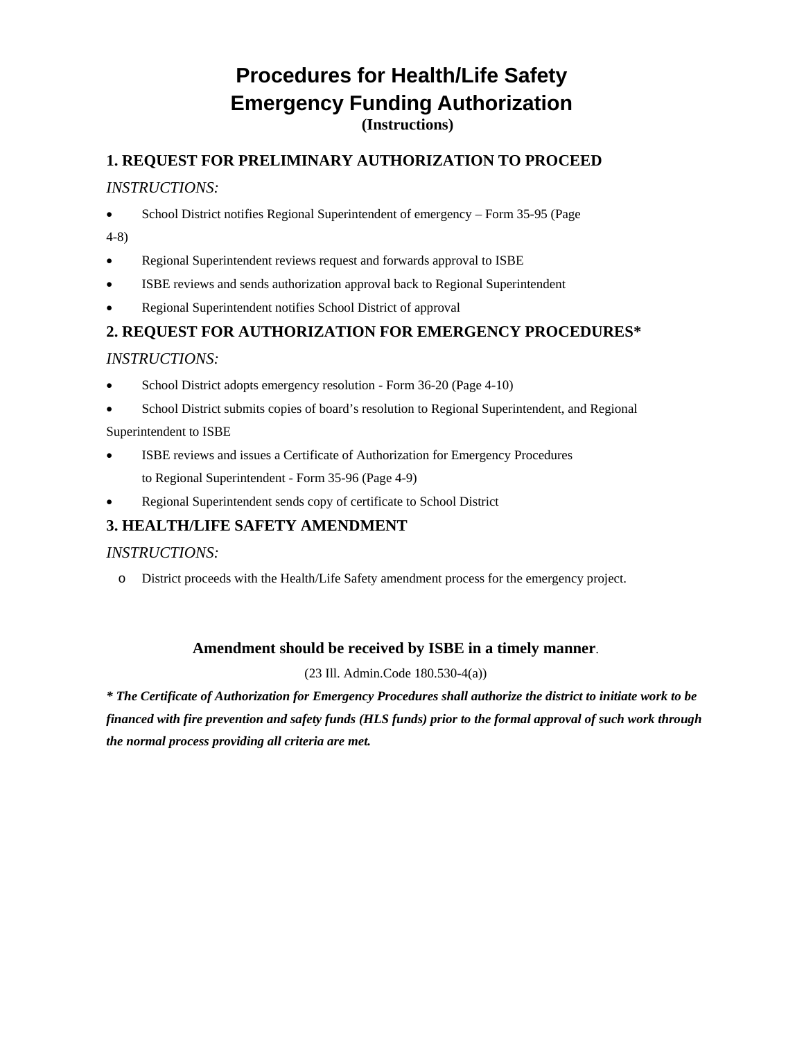# Procedures for Health/Life Safety Emergency Funding Authorization

**(Instructions)**

## 1. REQUEST FOR PRELIMINARY AUTHORIZATION TO PROCEED

*INSTRUCTIONS:*

- School District notifies Regional Superintendent of emergency – Form 35-95 (Page 4-8)
- Regional Superintendent reviews request and forwards approval to ISBE
- ISBE reviews and sends authorization approval back to Regional Superintendent
- Regional Superintendent notifies School District of approval

## 2. REQUEST FOR AUTHORIZATION FOR EMERGENCY PROCEDURES*

*INSTRUCTIONS:*

- School District adopts emergency resolution - Form 36-20 (Page 4-10)
- School District submits copies of board's resolution to Regional Superintendent, and Regional Superintendent to ISBE
- ISBE reviews and issues a Certificate of Authorization for Emergency Procedures to Regional Superintendent - Form 35-96 (Page 4-9)
- Regional Superintendent sends copy of certificate to School District

## 3. HEALTH/LIFE SAFETY AMENDMENT

*INSTRUCTIONS:*

- District proceeds with the Health/Life Safety amendment process for the emergency project.

**Amendment should be received by ISBE in a timely manner**.

(23 Ill. Admin.Code 180.530-4(a))

***\* The Certificate of Authorization for Emergency Procedures shall authorize the district to initiate work to be financed with fire prevention and safety funds (HLS funds) prior to the formal approval of such work through the normal process providing all criteria are met.***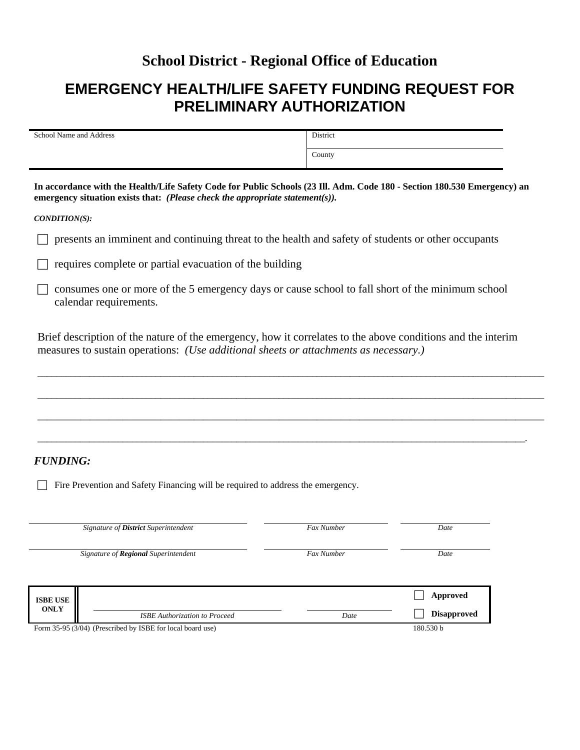# School District - Regional Office of Education

## EMERGENCY HEALTH/LIFE SAFETY FUNDING REQUEST FOR PRELIMINARY AUTHORIZATION

| School Name and Address | District |
|---|---|
| | County |

**In accordance with the Health/Life Safety Code for Public Schools (23 Ill. Adm. Code 180 - Section 180.530 Emergency) an emergency situation exists that:** ***(Please check the appropriate statement(s)).***

***CONDITION(S):***

☐ presents an imminent and continuing threat to the health and safety of students or other occupants

☐ requires complete or partial evacuation of the building

☐ consumes one or more of the 5 emergency days or cause school to fall short of the minimum school calendar requirements.

Brief description of the nature of the emergency, how it correlates to the above conditions and the interim measures to sustain operations: *(Use additional sheets or attachments as necessary.)*

_______________________________________________________________________________

_______________________________________________________________________________

_______________________________________________________________________________

______________________________________________________________________________.

### *FUNDING:*

☐ Fire Prevention and Safety Financing will be required to address the emergency.

| | | |
|---|---|---|
| *Signature of **District** Superintendent* | *Fax Number* | *Date* |
| *Signature of **Regional** Superintendent* | *Fax Number* | *Date* |

| ISBE USE ONLY | | | |
|---|---|---|---|
| | *ISBE Authorization to Proceed* | *Date* | ☐ **Approved** ☐ **Disapproved** |

Form 35-95 (3/04) (Prescribed by ISBE for local board use) 180.530 b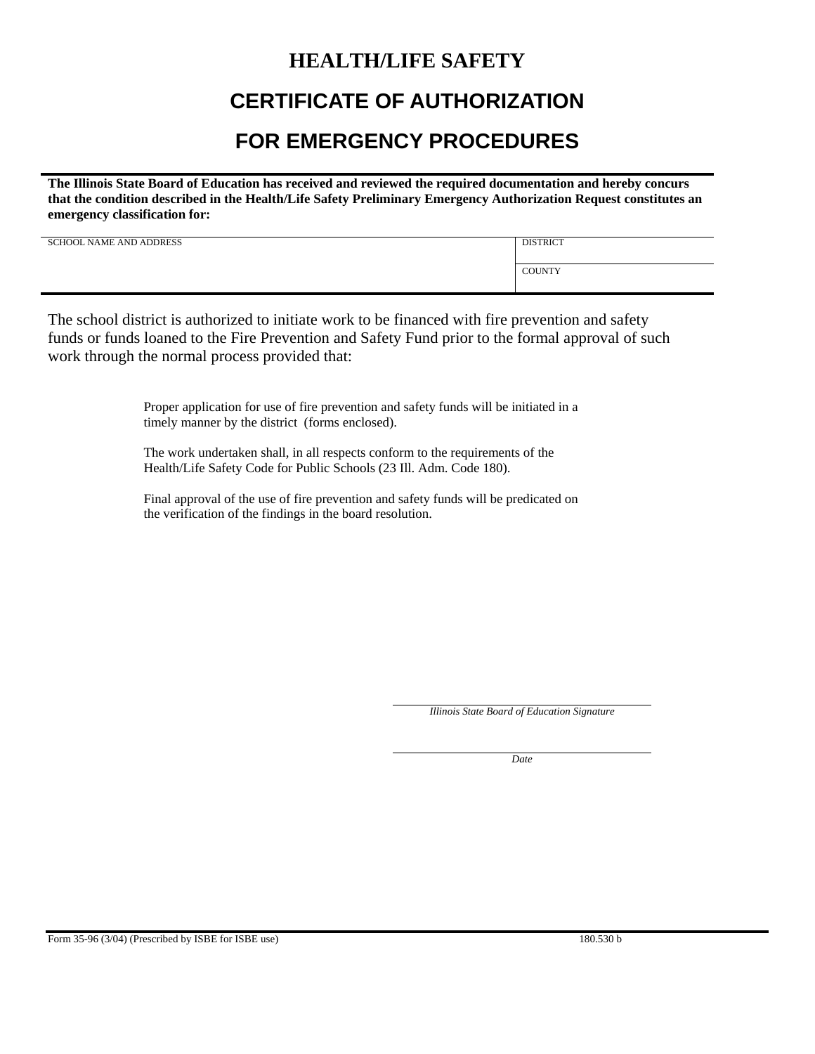# HEALTH/LIFE SAFETY

## CERTIFICATE OF AUTHORIZATION

## FOR EMERGENCY PROCEDURES

**The Illinois State Board of Education has received and reviewed the required documentation and hereby concurs that the condition described in the Health/Life Safety Preliminary Emergency Authorization Request constitutes an emergency classification for:**

| SCHOOL NAME AND ADDRESS | DISTRICT |
| --- | --- |
| | COUNTY |

The school district is authorized to initiate work to be financed with fire prevention and safety funds or funds loaned to the Fire Prevention and Safety Fund prior to the formal approval of such work through the normal process provided that:

Proper application for use of fire prevention and safety funds will be initiated in a timely manner by the district (forms enclosed).

The work undertaken shall, in all respects conform to the requirements of the Health/Life Safety Code for Public Schools (23 Ill. Adm. Code 180).

Final approval of the use of fire prevention and safety funds will be predicated on the verification of the findings in the board resolution.

_______________________________
*Illinois State Board of Education Signature*

_______________________________
*Date*

Form 35-96 (3/04) (Prescribed by ISBE for ISBE use) 180.530 b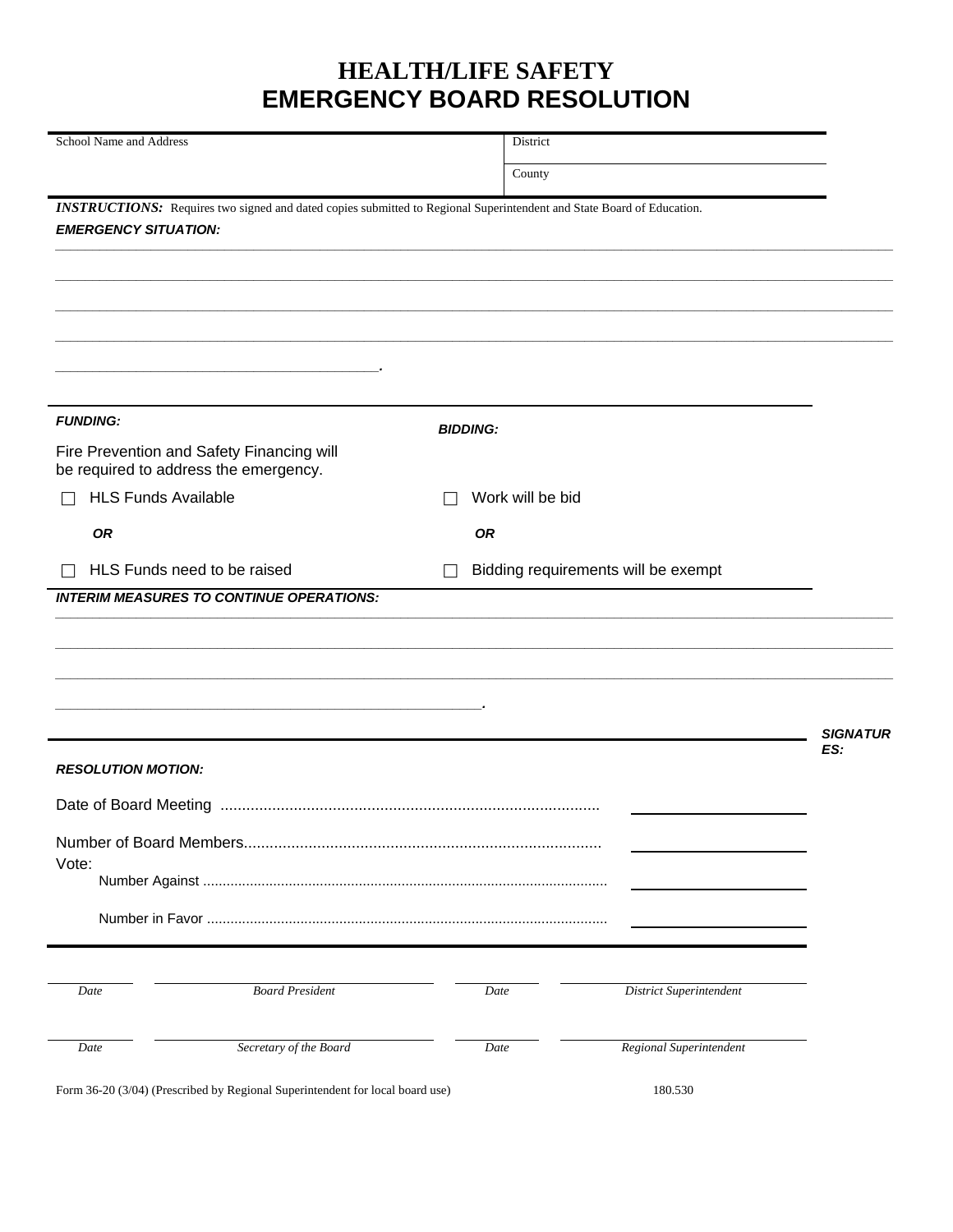# HEALTH/LIFE SAFETY
# EMERGENCY BOARD RESOLUTION

| School Name and Address | District |
| --- | --- |
| | County |

***INSTRUCTIONS:*** Requires two signed and dated copies submitted to Regional Superintendent and State Board of Education.

***EMERGENCY SATISFACTION:***

***EMERGENCY SITUATION:***

_______________________________________________________________________________

_______________________________________________________________________________

_______________________________________________________________________________

_______________________________________________________________________________

___________________________________________.

***FUNDING:***

Fire Prevention and Safety Financing will be required to address the emergency.

☐ HLS Funds Available

***OR***

☐ HLS Funds need to be raised

***BIDDING:***

☐ Work will be bid

***OR***

☐ Bidding requirements will be exempt

***INTERIM MEASURES TO CONTINUE OPERATIONS:***

_______________________________________________________________________________

_______________________________________________________________________________

_______________________________________________________________________________

________________________________________________________.

***RESOLUTION MOTION:***

***SIGNATURES:***

Date of Board Meeting ........................................................................................ ____________________

Number of Board Members................................................................................... ____________________

Vote:

Number Against ........................................................................................................ ____________________

Number in Favor ....................................................................................................... ____________________

| | | | |
| --- | --- | --- | --- |
| *Date* | *Board President* | *Date* | *District Superintendent* |
| *Date* | *Secretary of the Board* | *Date* | *Regional Superintendent* |

Form 36-20 (3/04) (Prescribed by Regional Superintendent for local board use) 180.530